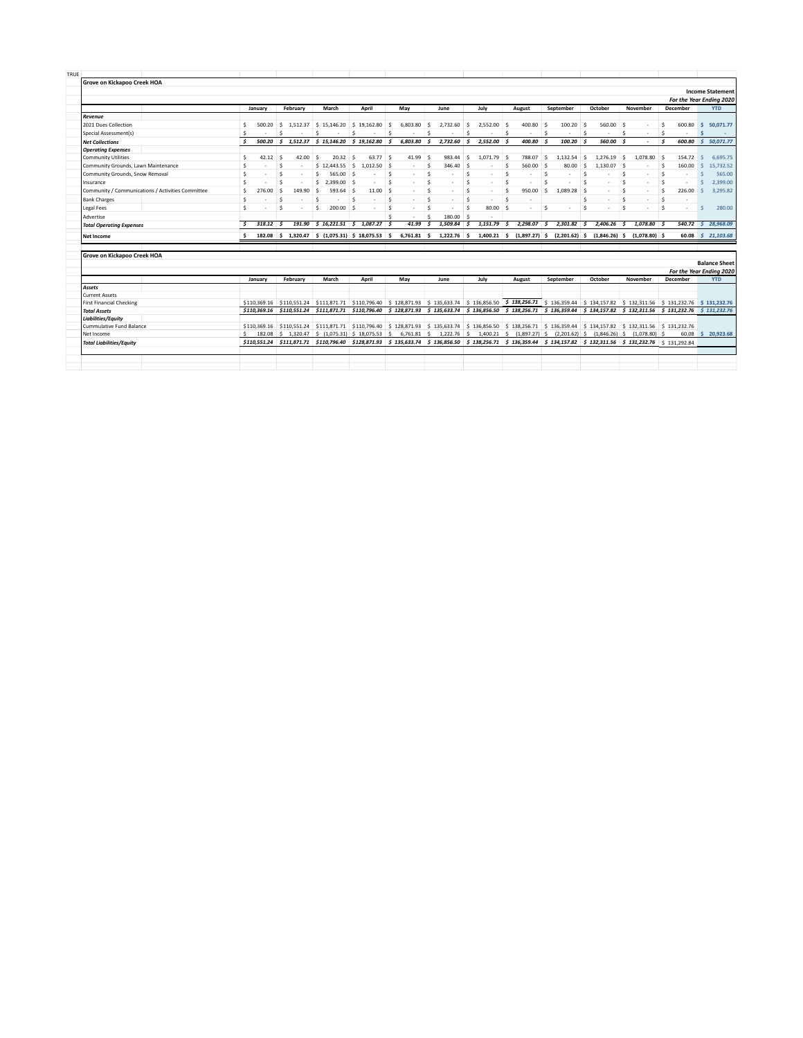TRUE

**Grove on Kickapoo Creek HOA**

**Income Statement**
*For the Year Ending 2020*

| | January | February | March | April | May | June | July | August | September | October | November | December | YTD |
|---|---|---|---|---|---|---|---|---|---|---|---|---|---|
| ***Revenue*** | | | | | | | | | | | | | |
| 2021 Dues Collection | $ 500.20 | $ 1,512.37 | $ 15,146.20 | $ 19,162.80 | $ 6,803.80 | $ 2,732.60 | $ 2,552.00 | $ 400.80 | $ 100.20 | $ 560.00 | $ - | $ 600.80 | $ 50,071.77 |
| Special Assessment(s) | $ - | $ - | $ - | $ - | $ - | $ - | $ - | $ - | $ - | $ - | $ - | $ - | $ - |
| ***Net Collections*** | *$ 500.20* | *$ 1,512.37* | *$ 15,146.20* | *$ 19,162.80* | *$ 6,803.80* | *$ 2,732.60* | *$ 2,552.00* | *$ 400.80* | *$ 100.20* | *$ 560.00* | *$ -* | *$ 600.80* | *$ 50,071.77* |
| ***Operating Expenses*** | | | | | | | | | | | | | |
| Community Utilities | $ 42.12 | $ 42.00 | $ 20.32 | $ 63.77 | $ 41.99 | $ 983.44 | $ 1,071.79 | $ 788.07 | $ 1,132.54 | $ 1,276.19 | $ 1,078.80 | $ 154.72 | $ 6,695.75 |
| Community Grounds, Lawn Maintenance | $ - | $ - | $ 12,443.55 | $ 1,012.50 | $ - | $ 346.40 | $ - | $ 560.00 | $ 80.00 | $ 1,130.07 | $ - | $ 160.00 | $ 15,732.52 |
| Community Grounds, Snow Removal | $ - | $ - | $ 565.00 | $ - | $ - | $ - | $ - | $ - | $ - | $ - | $ - | $ - | $ 565.00 |
| Insurance | $ - | $ - | $ 2,399.00 | $ - | $ - | $ - | $ - | $ - | $ - | $ - | $ - | $ - | $ 2,399.00 |
| Community / Communications / Activities Committee | $ 276.00 | $ 149.90 | $ 593.64 | $ 11.00 | $ - | $ - | $ - | $ 950.00 | $ 1,089.28 | $ - | $ - | $ 226.00 | $ 3,295.82 |
| Bank Charges | $ - | $ - | $ - | $ - | $ - | $ - | $ - | $ - | | $ - | $ - | $ - | |
| Legal Fees | $ - | $ - | $ 200.00 | $ - | $ - | $ - | $ 80.00 | $ - | $ - | $ - | $ - | $ - | $ 280.00 |
| Advertise | | | | | $ - | $ 180.00 | $ - | | | | | | |
| ***Total Operating Expenses*** | *$ 318.12* | *$ 191.90* | *$ 16,221.51* | *$ 1,087.27* | *$ 41.99* | *$ 1,509.84* | *$ 1,151.79* | *$ 2,298.07* | *$ 2,301.82* | *$ 2,406.26* | *$ 1,078.80* | *$ 540.72* | *$ 28,968.09* |
| **Net Income** | $ 182.08 | $ 1,320.47 | $ (1,075.31) | $ 18,075.53 | $ 6,761.81 | $ 1,222.76 | $ 1,400.21 | $ (1,897.27) | $ (2,201.62) | $ (1,846.26) | $ (1,078.80) | $ 60.08 | $ 21,103.68 |

**Grove on Kickapoo Creek HOA**

**Balance Sheet**
*For the Year Ending 2020*

| | January | February | March | April | May | June | July | August | September | October | November | December | YTD |
|---|---|---|---|---|---|---|---|---|---|---|---|---|---|
| ***Assets*** | | | | | | | | | | | | | |
| Current Assets | | | | | | | | | | | | | |
| First Financial Checking | $110,369.16 | $110,551.24 | $111,871.71 | $110,796.40 | $ 128,871.93 | $ 135,633.74 | $ 136,856.50 | $ 138,256.71 | $ 136,359.44 | $ 134,157.82 | $ 132,311.56 | $ 131,232.76 | $ 131,232.76 |
| ***Total Assets*** | *$110,369.16* | *$110,551.24* | *$111,871.71* | *$110,796.40* | *$ 128,871.93* | *$ 135,633.74* | *$ 136,856.50* | *$ 138,256.71* | *$ 136,359.44* | *$ 134,157.82* | *$ 132,311.56* | *$ 131,232.76* | *$ 131,232.76* |
| ***Liabilities/Equity*** | | | | | | | | | | | | | |
| Cummulative Fund Balance | $110,369.16 | $110,551.24 | $111,871.71 | $110,796.40 | $ 128,871.93 | $ 135,633.74 | $ 136,856.50 | $ 138,256.71 | $ 136,359.44 | $ 134,157.82 | $ 132,311.56 | $ 131,232.76 | |
| Net Income | $ 182.08 | $ 1,320.47 | $ (1,075.31) | $ 18,075.53 | $ 6,761.81 | $ 1,222.76 | $ 1,400.21 | $ (1,897.27) | $ (2,201.62) | $ (1,846.26) | $ (1,078.80) | $ 60.08 | $ 20,923.68 |
| ***Total Liabilities/Equity*** | *$110,551.24* | *$111,871.71* | *$110,796.40* | *$128,871.93* | *$ 135,633.74* | *$ 136,856.50* | *$ 138,256.71* | *$ 136,359.44* | *$ 134,157.82* | *$ 132,311.56* | *$ 131,232.76* | $ 131,292.84 | |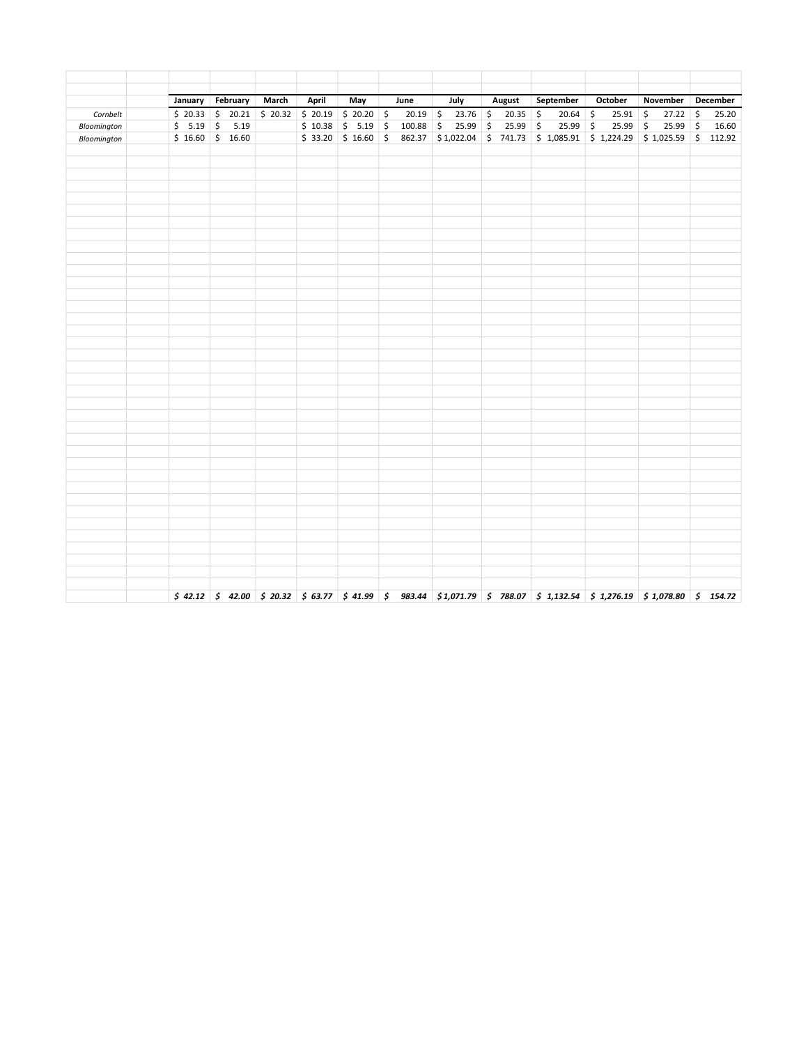| | | January | February | March | April | May | June | July | August | September | October | November | December |
|---|---|---|---|---|---|---|---|---|---|---|---|---|---|
| *Cornbelt* | | $ 20.33 | $ 20.21 | $ 20.32 | $ 20.19 | $ 20.20 | $ 20.19 | $ 23.76 | $ 20.35 | $ 20.64 | $ 25.91 | $ 27.22 | $ 25.20 |
| *Bloomington* | | $ 5.19 | $ 5.19 | | $ 10.38 | $ 5.19 | $ 100.88 | $ 25.99 | $ 25.99 | $ 25.99 | $ 25.99 | $ 25.99 | $ 16.60 |
| *Bloomington* | | $ 16.60 | $ 16.60 | | $ 33.20 | $ 16.60 | $ 862.37 | $ 1,022.04 | $ 741.73 | $ 1,085.91 | $ 1,224.29 | $ 1,025.59 | $ 112.92 |
| | | ***$ 42.12*** | ***$ 42.00*** | ***$ 20.32*** | ***$ 63.77*** | ***$ 41.99*** | ***$ 983.44*** | ***$ 1,071.79*** | ***$ 788.07*** | ***$ 1,132.54*** | ***$ 1,276.19*** | ***$ 1,078.80*** | ***$ 154.72*** |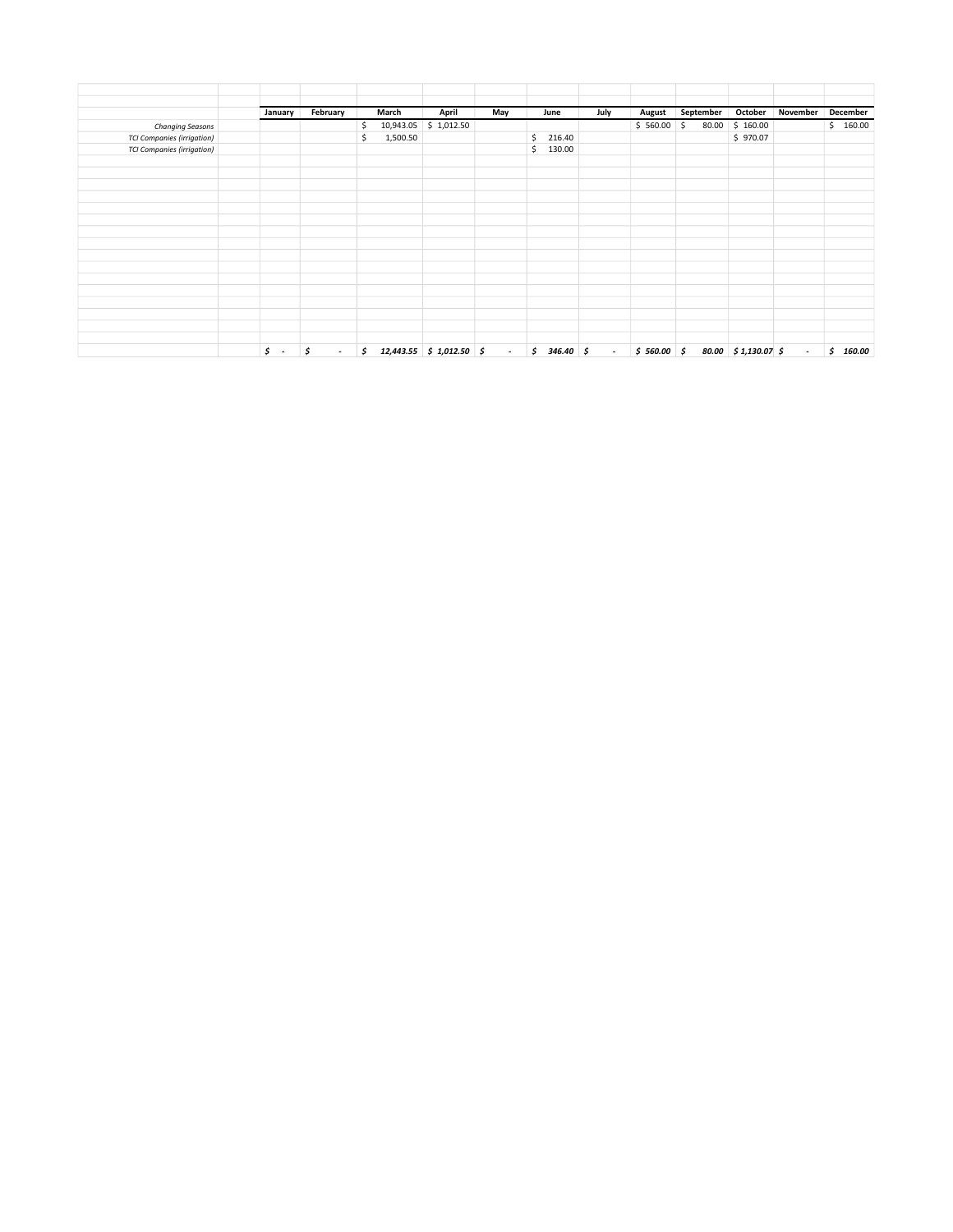| | | January | February | March | April | May | June | July | August | September | October | November | December |
|---|---|---|---|---|---|---|---|---|---|---|---|---|---|
| *Changing Seasons* | | | | $ 10,943.05 | $ 1,012.50 | | | | $ 560.00 | $ 80.00 | $ 160.00 | | $ 160.00 |
| *TCI Companies (irrigation)* | | | | $ 1,500.50 | | | $ 216.40 | | | | $ 970.07 | | |
| *TCI Companies (irrigation)* | | | | | | | $ 130.00 | | | | | | |
| | | ***$ -*** | ***$ -*** | ***$ 12,443.55*** | ***$ 1,012.50*** | ***$ -*** | ***$ 346.40*** | ***$ -*** | ***$ 560.00*** | ***$ 80.00*** | ***$ 1,130.07*** | ***$ -*** | ***$ 160.00*** |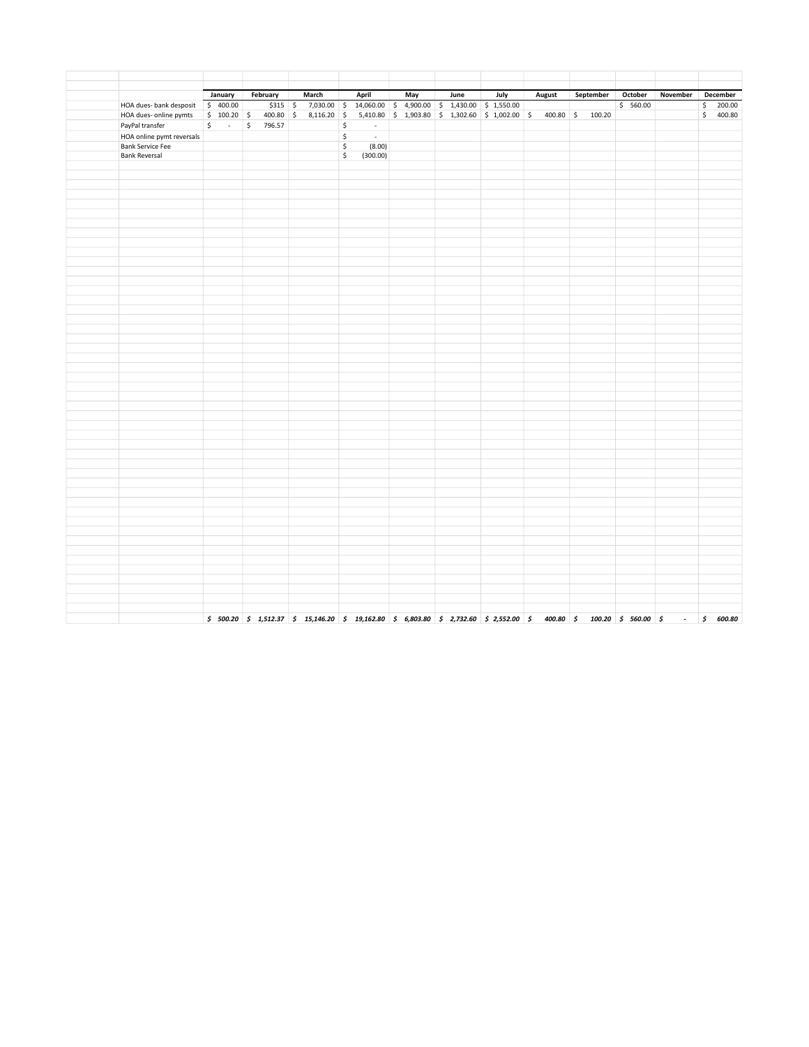| | January | February | March | April | May | June | July | August | September | October | November | December |
|---|---|---|---|---|---|---|---|---|---|---|---|---|
| HOA dues- bank desposit | $ 400.00 | $315 | $ 7,030.00 | $ 14,060.00 | $ 4,900.00 | $ 1,430.00 | $ 1,550.00 | | | $ 560.00 | | $ 200.00 |
| HOA dues- online pymts | $ 100.20 | $ 400.80 | $ 8,116.20 | $ 5,410.80 | $ 1,903.80 | $ 1,302.60 | $ 1,002.00 | $ 400.80 | $ 100.20 | | | $ 400.80 |
| PayPal transfer | $ - | $ 796.57 | | $ - | | | | | | | | |
| HOA online pymt reversals | | | | $ - | | | | | | | | |
| Bank Service Fee | | | | $ (8.00) | | | | | | | | |
| Bank Reversal | | | | $ (300.00) | | | | | | | | |
| | ***$ 500.20*** | ***$ 1,512.37*** | ***$ 15,146.20*** | ***$ 19,162.80*** | ***$ 6,803.80*** | ***$ 2,732.60*** | ***$ 2,552.00*** | ***$ 400.80*** | ***$ 100.20*** | ***$ 560.00*** | ***$ -*** | ***$ 600.80*** |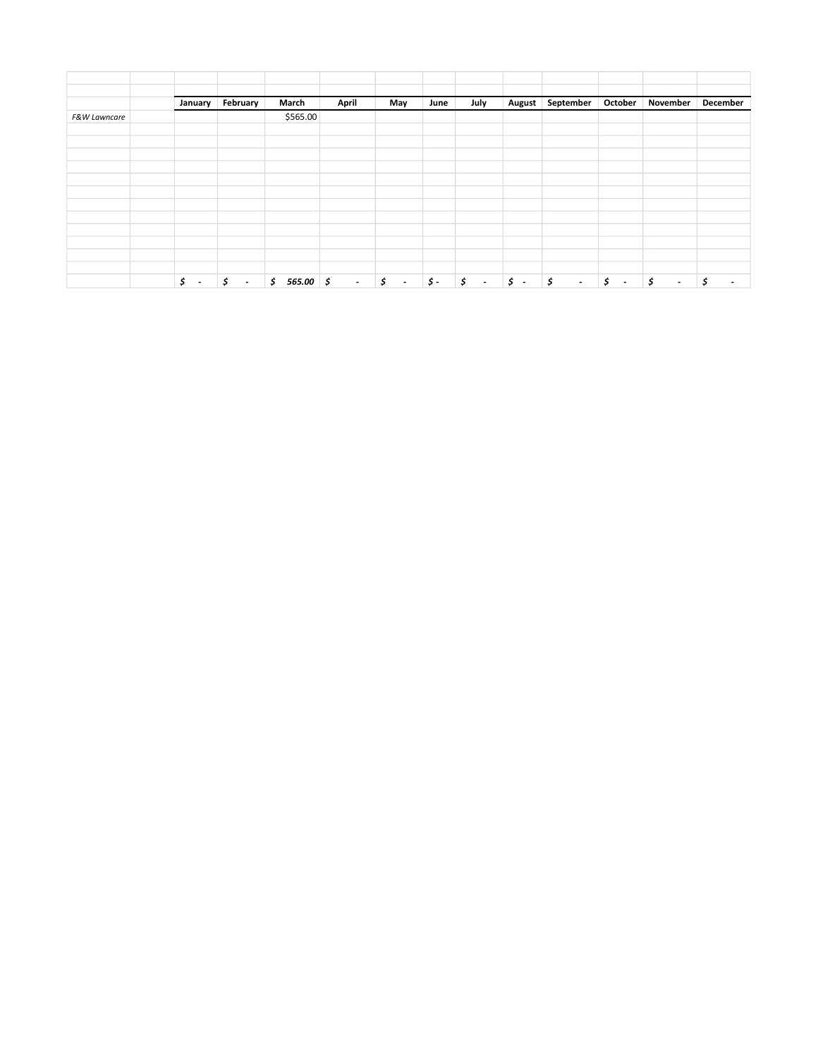| | | January | February | March | April | May | June | July | August | September | October | November | December |
|---|---|---|---|---|---|---|---|---|---|---|---|---|---|
| *F&W Lawncare* | | | | $565.00 | | | | | | | | | |
| | | | | | | | | | | | | | |
| | | | | | | | | | | | | | |
| | | | | | | | | | | | | | |
| | | | | | | | | | | | | | |
| | | | | | | | | | | | | | |
| | | | | | | | | | | | | | |
| | | | | | | | | | | | | | |
| | | | | | | | | | | | | | |
| | | | | | | | | | | | | | |
| | | | | | | | | | | | | | |
| | | | | | | | | | | | | | |
| | | | | | | | | | | | | | |
| | | ***$ -*** | ***$ -*** | ***$ 565.00*** | ***$ -*** | ***$ -*** | ***$ -*** | ***$ -*** | ***$ -*** | ***$ -*** | ***$ -*** | ***$ -*** | ***$ -*** |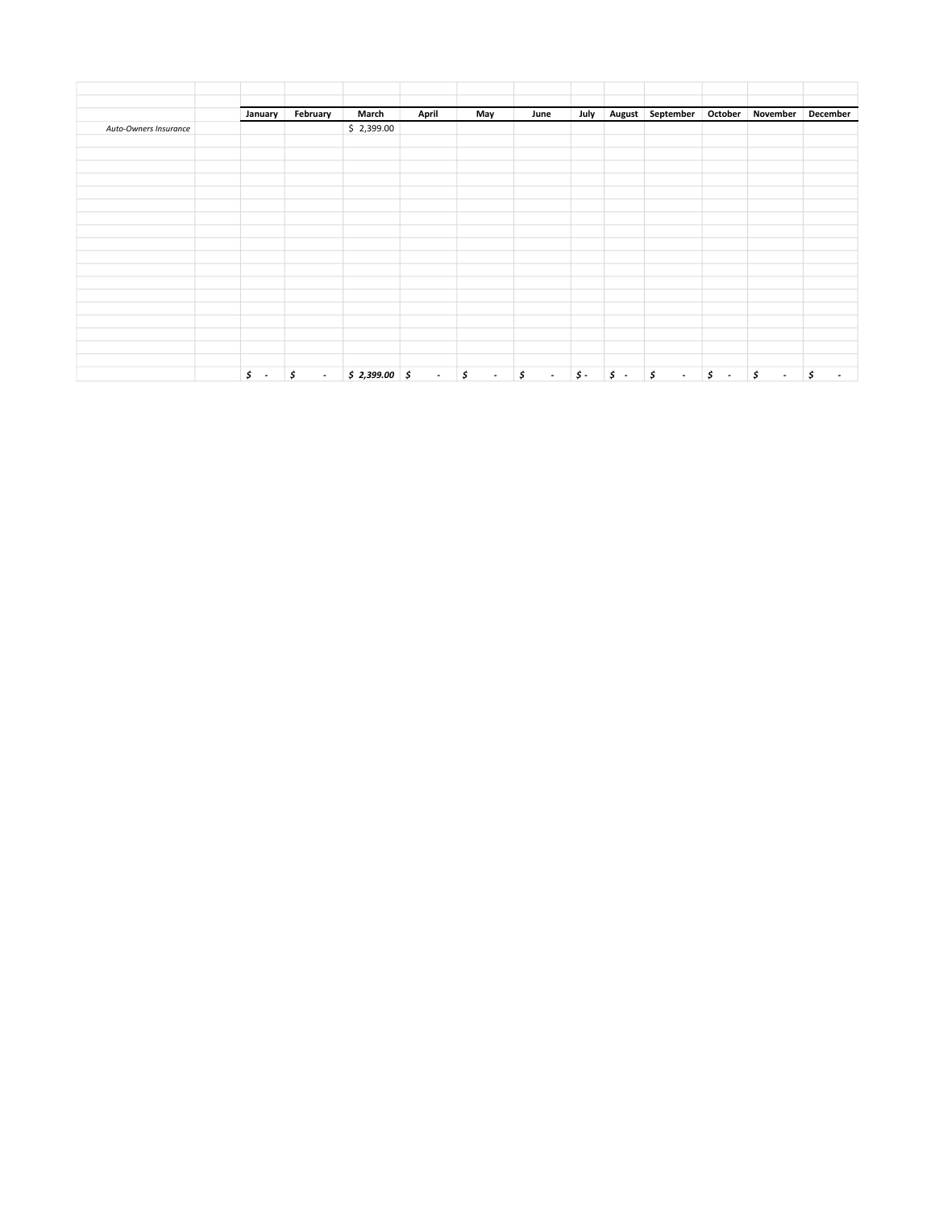| | | January | February | March | April | May | June | July | August | September | October | November | December |
|---|---|---|---|---|---|---|---|---|---|---|---|---|---|
| *Auto-Owners Insurance* | | | | $ 2,399.00 | | | | | | | | | |
| | | ***$ -*** | ***$ -*** | ***$ 2,399.00*** | ***$ -*** | ***$ -*** | ***$ -*** | ***$ -*** | ***$ -*** | ***$ -*** | ***$ -*** | ***$ -*** | ***$ -*** |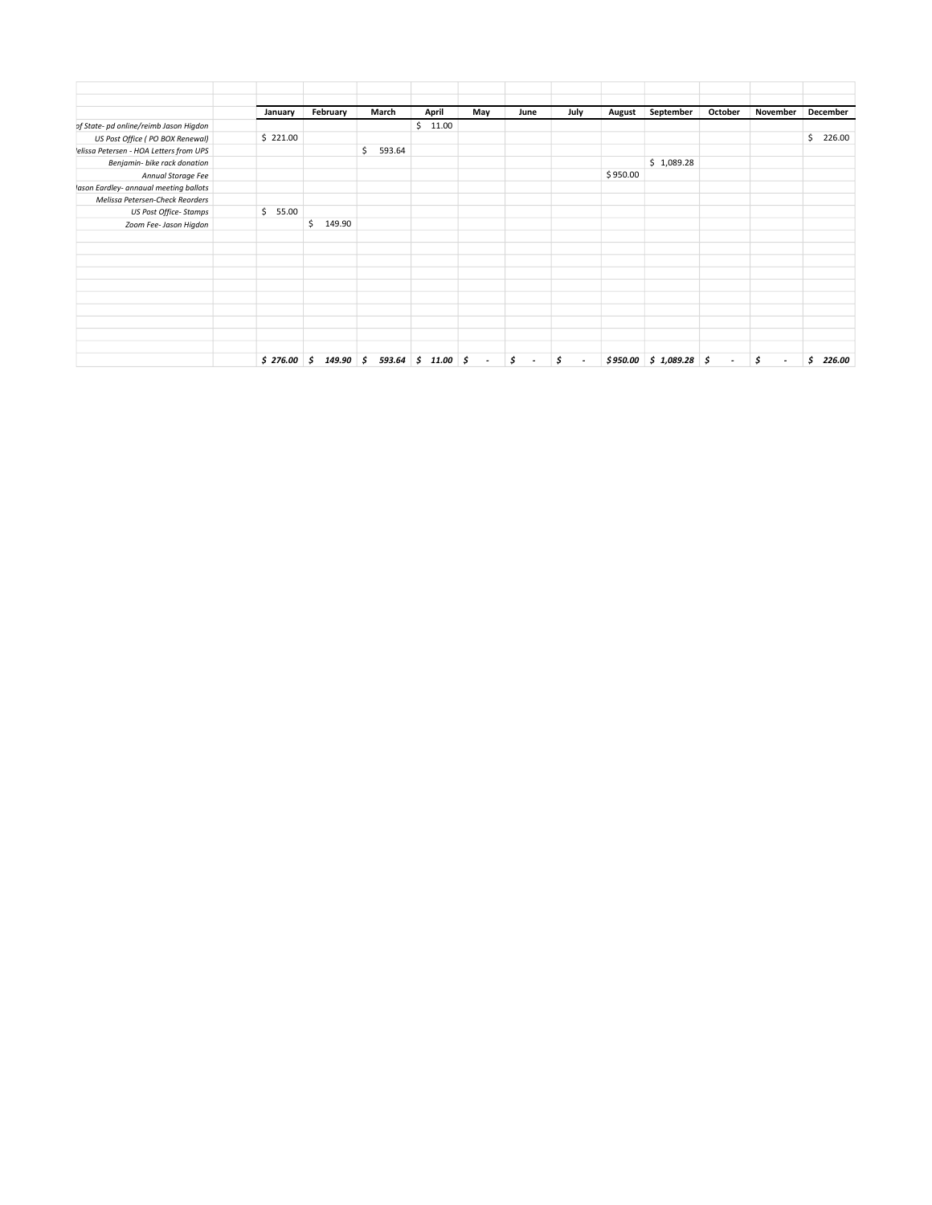| | | January | February | March | April | May | June | July | August | September | October | November | December |
|---|---|---|---|---|---|---|---|---|---|---|---|---|---|
| *of State- pd online/reimb Jason Higdon* | | | | | $ 11.00 | | | | | | | | |
| *US Post Office ( PO BOX Renewal)* | | $ 221.00 | | | | | | | | | | | $ 226.00 |
| *lelissa Petersen - HOA Letters from UPS* | | | | $ 593.64 | | | | | | | | | |
| *Benjamin- bike rack donation* | | | | | | | | | | $ 1,089.28 | | | |
| *Annual Storage Fee* | | | | | | | | | $ 950.00 | | | | |
| *lason Eardley- annaual meeting ballots* | | | | | | | | | | | | | |
| *Melissa Petersen-Check Reorders* | | | | | | | | | | | | | |
| *US Post Office- Stamps* | | $ 55.00 | | | | | | | | | | | |
| *Zoom Fee- Jason Higdon* | | | $ 149.90 | | | | | | | | | | |
| | | ***$ 276.00*** | ***$ 149.90*** | ***$ 593.64*** | ***$ 11.00*** | ***$ -*** | ***$ -*** | ***$ -*** | ***$ 950.00*** | ***$ 1,089.28*** | ***$ -*** | ***$ -*** | ***$ 226.00*** |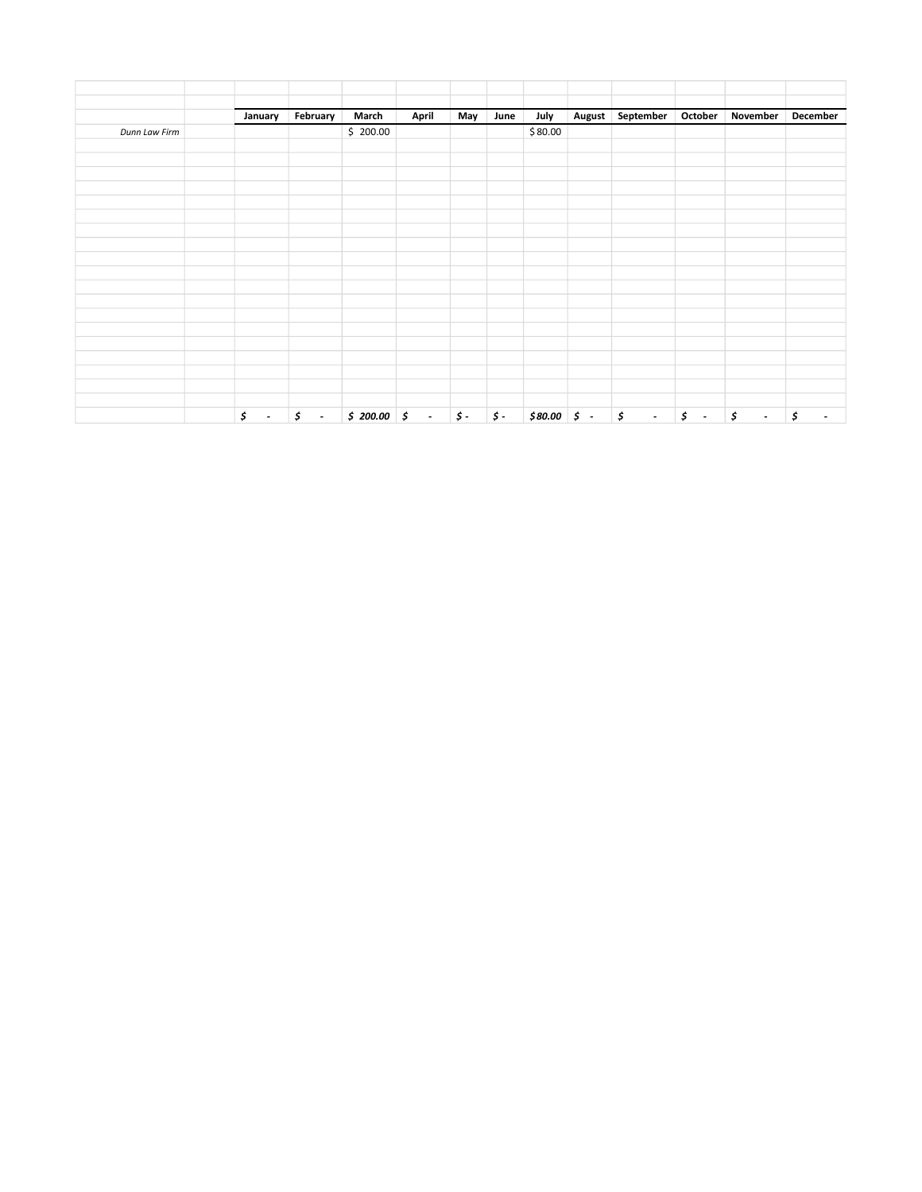| | | January | February | March | April | May | June | July | August | September | October | November | December |
|---|---|---|---|---|---|---|---|---|---|---|---|---|---|
| *Dunn Law Firm* | | | | $ 200.00 | | | | $ 80.00 | | | | | |
| | | | | | | | | | | | | | |
| | | ***$ -*** | ***$ -*** | ***$ 200.00*** | ***$ -*** | ***$ -*** | ***$ -*** | ***$ 80.00*** | ***$ -*** | ***$ -*** | ***$ -*** | ***$ -*** | ***$ -*** |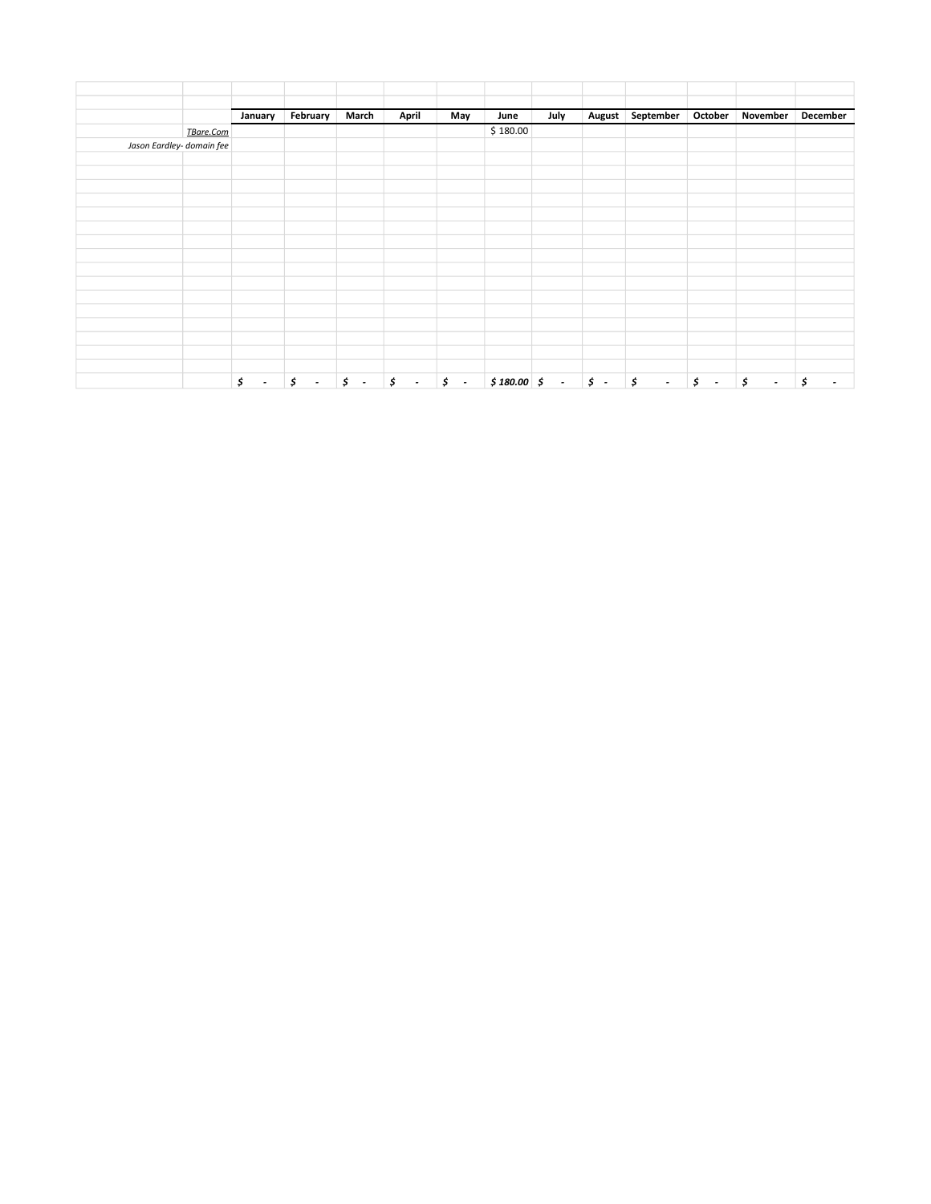| | | January | February | March | April | May | June | July | August | September | October | November | December |
|---|---|---|---|---|---|---|---|---|---|---|---|---|---|
| | *TBare.Com* | | | | | | $ 180.00 | | | | | | |
| *Jason Eardley- domain fee* | | | | | | | | | | | | | |
| | | | | | | | | | | | | | |
| | | | | | | | | | | | | | |
| | | | | | | | | | | | | | |
| | | | | | | | | | | | | | |
| | | | | | | | | | | | | | |
| | | | | | | | | | | | | | |
| | | | | | | | | | | | | | |
| | | | | | | | | | | | | | |
| | | | | | | | | | | | | | |
| | | | | | | | | | | | | | |
| | | | | | | | | | | | | | |
| | | | | | | | | | | | | | |
| | | | | | | | | | | | | | |
| | | | | | | | | | | | | | |
| | | | | | | | | | | | | | |
| | | **$ -** | **$ -** | **$ -** | **$ -** | **$ -** | **$ 180.00** | **$ -** | **$ -** | **$ -** | **$ -** | **$ -** | **$ -** |